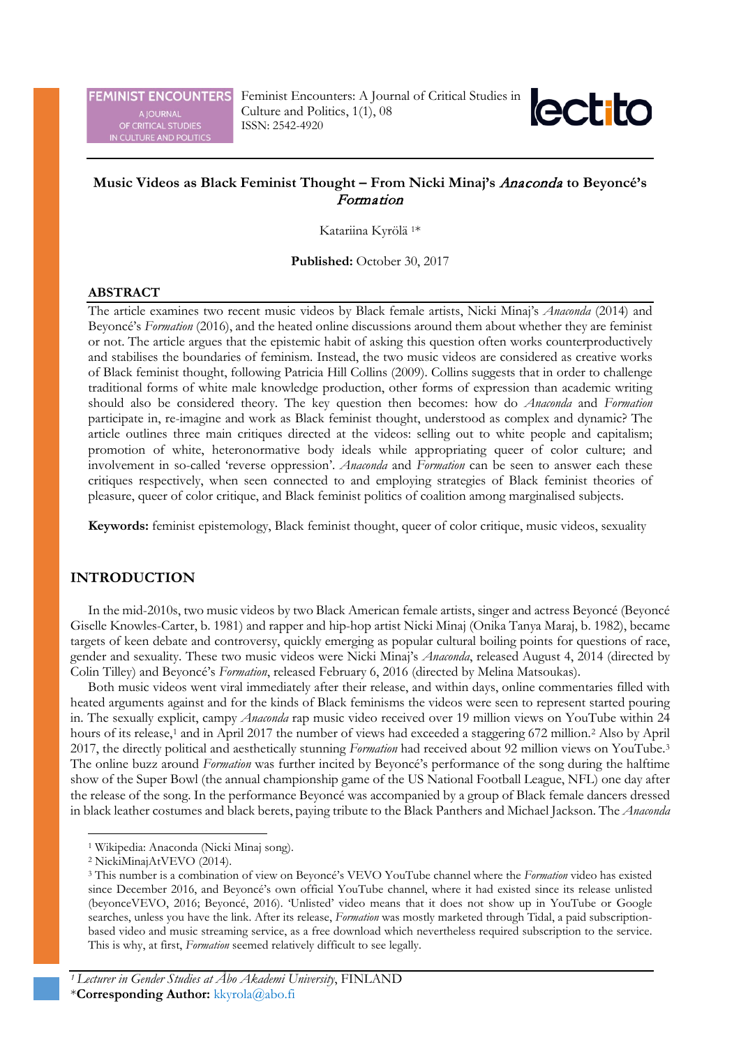Feminist Encounters: A Journal of Critical Studies in Culture and Politics, 1(1), 08
ISSN: 2542-4920

# Music Videos as Black Feminist Thought – From Nicki Minaj's *Anaconda* to Beyoncé's *Formation*

Katariina Kyrölä [1]*

**Published:** October 30, 2017

## ABSTRACT

The article examines two recent music videos by Black female artists, Nicki Minaj's *Anaconda* (2014) and Beyoncé's *Formation* (2016), and the heated online discussions around them about whether they are feminist or not. The article argues that the epistemic habit of asking this question often works counterproductively and stabilises the boundaries of feminism. Instead, the two music videos are considered as creative works of Black feminist thought, following Patricia Hill Collins (2009). Collins suggests that in order to challenge traditional forms of white male knowledge production, other forms of expression than academic writing should also be considered theory. The key question then becomes: how do *Anaconda* and *Formation* participate in, re-imagine and work as Black feminist thought, understood as complex and dynamic? The article outlines three main critiques directed at the videos: selling out to white people and capitalism; promotion of white, heteronormative body ideals while appropriating queer of color culture; and involvement in so-called 'reverse oppression'. *Anaconda* and *Formation* can be seen to answer each these critiques respectively, when seen connected to and employing strategies of Black feminist theories of pleasure, queer of color critique, and Black feminist politics of coalition among marginalised subjects.

**Keywords:** feminist epistemology, Black feminist thought, queer of color critique, music videos, sexuality

## INTRODUCTION

In the mid-2010s, two music videos by two Black American female artists, singer and actress Beyoncé (Beyoncé Giselle Knowles-Carter, b. 1981) and rapper and hip-hop artist Nicki Minaj (Onika Tanya Maraj, b. 1982), became targets of keen debate and controversy, quickly emerging as popular cultural boiling points for questions of race, gender and sexuality. These two music videos were Nicki Minaj's *Anaconda*, released August 4, 2014 (directed by Colin Tilley) and Beyoncé's *Formation*, released February 6, 2016 (directed by Melina Matsoukas).

Both music videos went viral immediately after their release, and within days, online commentaries filled with heated arguments against and for the kinds of Black feminisms the videos were seen to represent started pouring in. The sexually explicit, campy *Anaconda* rap music video received over 19 million views on YouTube within 24 hours of its release,[1] and in April 2017 the number of views had exceeded a staggering 672 million.[2] Also by April 2017, the directly political and aesthetically stunning *Formation* had received about 92 million views on YouTube.[3] The online buzz around *Formation* was further incited by Beyoncé's performance of the song during the halftime show of the Super Bowl (the annual championship game of the US National Football League, NFL) one day after the release of the song. In the performance Beyoncé was accompanied by a group of Black female dancers dressed in black leather costumes and black berets, paying tribute to the Black Panthers and Michael Jackson. The *Anaconda*

---

[1] Wikipedia: Anaconda (Nicki Minaj song).

[2] NickiMinajAtVEVO (2014).

[3] This number is a combination of view on Beyoncé's VEVO YouTube channel where the *Formation* video has existed since December 2016, and Beyoncé's own official YouTube channel, where it had existed since its release unlisted (beyonceVEVO, 2016; Beyoncé, 2016). 'Unlisted' video means that it does not show up in YouTube or Google searches, unless you have the link. After its release, *Formation* was mostly marketed through Tidal, a paid subscription-based video and music streaming service, as a free download which nevertheless required subscription to the service. This is why, at first, *Formation* seemed relatively difficult to see legally.

[1] *Lecturer in Gender Studies at Åbo Akademi University*, FINLAND
***Corresponding Author:** kkyrola@abo.fi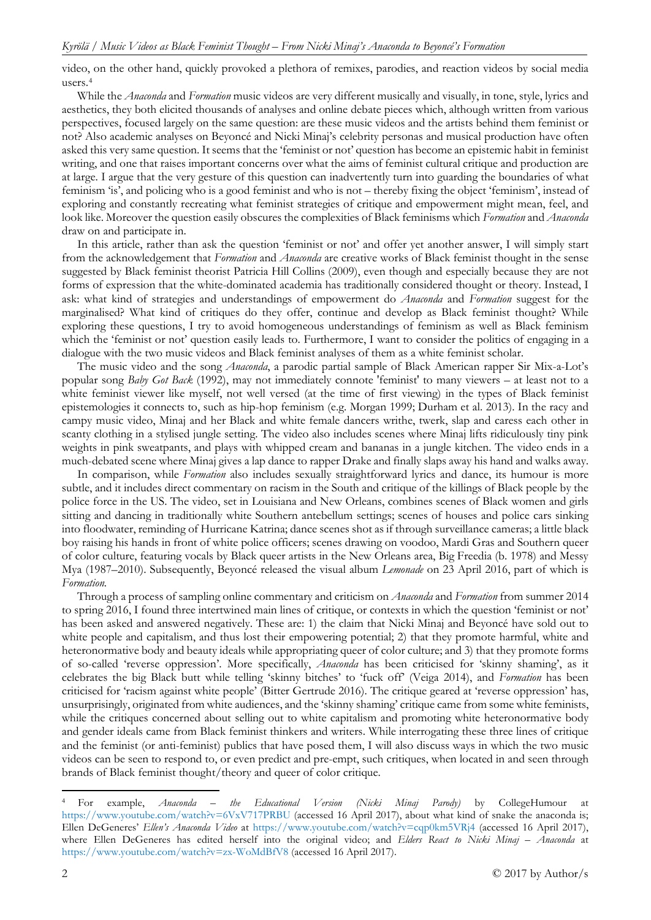video, on the other hand, quickly provoked a plethora of remixes, parodies, and reaction videos by social media users.[4]

While the *Anaconda* and *Formation* music videos are very different musically and visually, in tone, style, lyrics and aesthetics, they both elicited thousands of analyses and online debate pieces which, although written from various perspectives, focused largely on the same question: are these music videos and the artists behind them feminist or not? Also academic analyses on Beyoncé and Nicki Minaj's celebrity personas and musical production have often asked this very same question. It seems that the 'feminist or not' question has become an epistemic habit in feminist writing, and one that raises important concerns over what the aims of feminist cultural critique and production are at large. I argue that the very gesture of this question can inadvertently turn into guarding the boundaries of what feminism 'is', and policing who is a good feminist and who is not – thereby fixing the object 'feminism', instead of exploring and constantly recreating what feminist strategies of critique and empowerment might mean, feel, and look like. Moreover the question easily obscures the complexities of Black feminisms which *Formation* and *Anaconda* draw on and participate in.

In this article, rather than ask the question 'feminist or not' and offer yet another answer, I will simply start from the acknowledgement that *Formation* and *Anaconda* are creative works of Black feminist thought in the sense suggested by Black feminist theorist Patricia Hill Collins (2009), even though and especially because they are not forms of expression that the white-dominated academia has traditionally considered thought or theory. Instead, I ask: what kind of strategies and understandings of empowerment do *Anaconda* and *Formation* suggest for the marginalised? What kind of critiques do they offer, continue and develop as Black feminist thought? While exploring these questions, I try to avoid homogeneous understandings of feminism as well as Black feminism which the 'feminist or not' question easily leads to. Furthermore, I want to consider the politics of engaging in a dialogue with the two music videos and Black feminist analyses of them as a white feminist scholar.

The music video and the song *Anaconda*, a parodic partial sample of Black American rapper Sir Mix-a-Lot's popular song *Baby Got Back* (1992), may not immediately connote 'feminist' to many viewers – at least not to a white feminist viewer like myself, not well versed (at the time of first viewing) in the types of Black feminist epistemologies it connects to, such as hip-hop feminism (e.g. Morgan 1999; Durham et al. 2013). In the racy and campy music video, Minaj and her Black and white female dancers writhe, twerk, slap and caress each other in scanty clothing in a stylised jungle setting. The video also includes scenes where Minaj lifts ridiculously tiny pink weights in pink sweatpants, and plays with whipped cream and bananas in a jungle kitchen. The video ends in a much-debated scene where Minaj gives a lap dance to rapper Drake and finally slaps away his hand and walks away.

In comparison, while *Formation* also includes sexually straightforward lyrics and dance, its humour is more subtle, and it includes direct commentary on racism in the South and critique of the killings of Black people by the police force in the US. The video, set in Louisiana and New Orleans, combines scenes of Black women and girls sitting and dancing in traditionally white Southern antebellum settings; scenes of houses and police cars sinking into floodwater, reminding of Hurricane Katrina; dance scenes shot as if through surveillance cameras; a little black boy raising his hands in front of white police officers; scenes drawing on voodoo, Mardi Gras and Southern queer of color culture, featuring vocals by Black queer artists in the New Orleans area, Big Freedia (b. 1978) and Messy Mya (1987–2010). Subsequently, Beyoncé released the visual album *Lemonade* on 23 April 2016, part of which is *Formation*.

Through a process of sampling online commentary and criticism on *Anaconda* and *Formation* from summer 2014 to spring 2016, I found three intertwined main lines of critique, or contexts in which the question 'feminist or not' has been asked and answered negatively. These are: 1) the claim that Nicki Minaj and Beyoncé have sold out to white people and capitalism, and thus lost their empowering potential; 2) that they promote harmful, white and heteronormative body and beauty ideals while appropriating queer of color culture; and 3) that they promote forms of so-called 'reverse oppression'. More specifically, *Anaconda* has been criticised for 'skinny shaming', as it celebrates the big Black butt while telling 'skinny bitches' to 'fuck off' (Veiga 2014), and *Formation* has been criticised for 'racism against white people' (Bitter Gertrude 2016). The critique geared at 'reverse oppression' has, unsurprisingly, originated from white audiences, and the 'skinny shaming' critique came from some white feminists, while the critiques concerned about selling out to white capitalism and promoting white heteronormative body and gender ideals came from Black feminist thinkers and writers. While interrogating these three lines of critique and the feminist (or anti-feminist) publics that have posed them, I will also discuss ways in which the two music videos can be seen to respond to, or even predict and pre-empt, such critiques, when located in and seen through brands of Black feminist thought/theory and queer of color critique.

---

[4] For example, *Anaconda – the Educational Version (Nicki Minaj Parody)* by CollegeHumour at https://www.youtube.com/watch?v=6VxV717PRBU (accessed 16 April 2017), about what kind of snake the anaconda is; Ellen DeGeneres' *Ellen's Anaconda Video* at https://www.youtube.com/watch?v=cqp0km5VRj4 (accessed 16 April 2017), where Ellen DeGeneres has edited herself into the original video; and *Elders React to Nicki Minaj – Anaconda* at https://www.youtube.com/watch?v=zx-WoMdBfV8 (accessed 16 April 2017).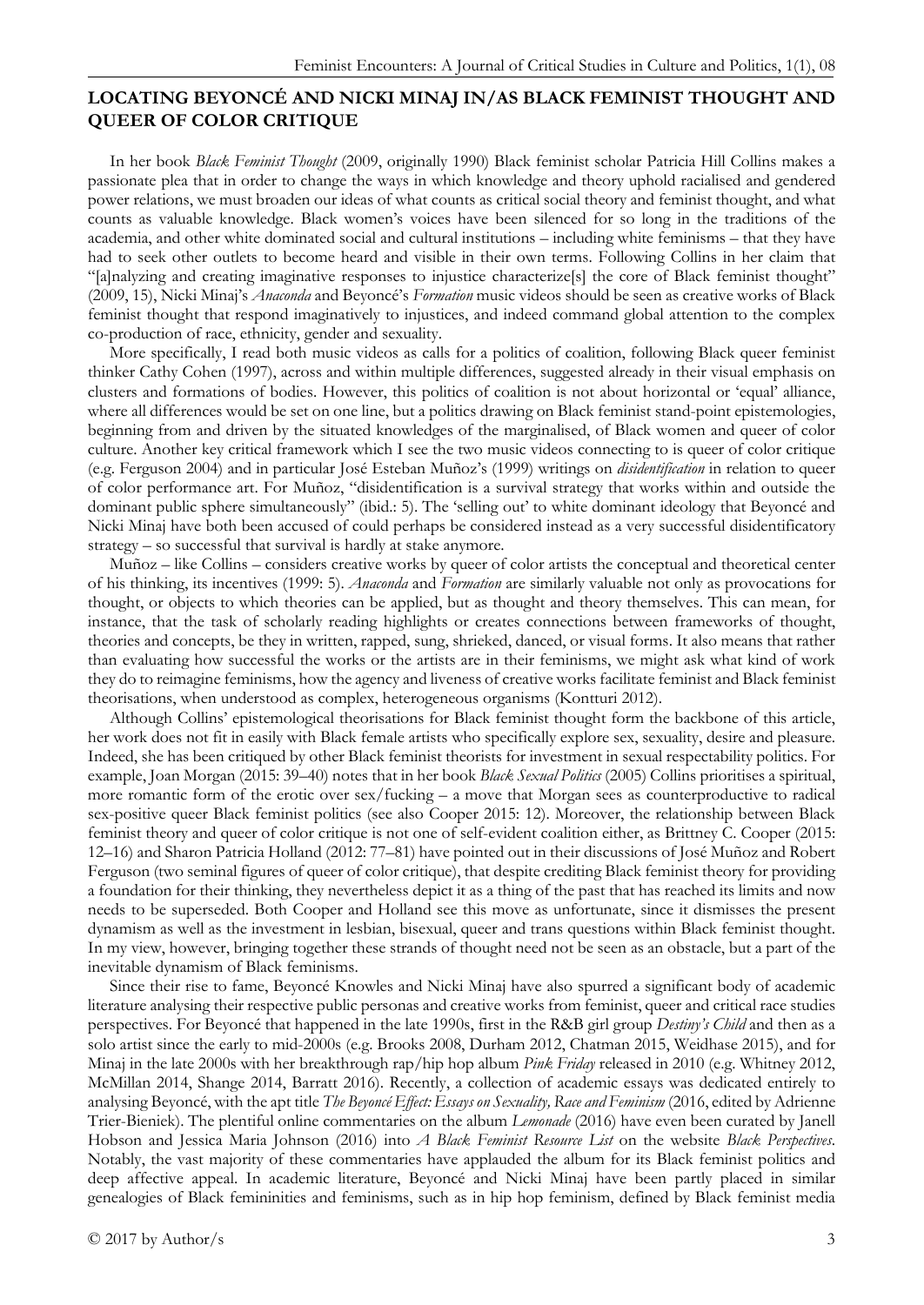## LOCATING BEYONCÉ AND NICKI MINAJ IN/AS BLACK FEMINIST THOUGHT AND QUEER OF COLOR CRITIQUE

In her book *Black Feminist Thought* (2009, originally 1990) Black feminist scholar Patricia Hill Collins makes a passionate plea that in order to change the ways in which knowledge and theory uphold racialised and gendered power relations, we must broaden our ideas of what counts as critical social theory and feminist thought, and what counts as valuable knowledge. Black women's voices have been silenced for so long in the traditions of the academia, and other white dominated social and cultural institutions – including white feminisms – that they have had to seek other outlets to become heard and visible in their own terms. Following Collins in her claim that "[a]nalyzing and creating imaginative responses to injustice characterize[s] the core of Black feminist thought" (2009, 15), Nicki Minaj's *Anaconda* and Beyoncé's *Formation* music videos should be seen as creative works of Black feminist thought that respond imaginatively to injustices, and indeed command global attention to the complex co-production of race, ethnicity, gender and sexuality.

More specifically, I read both music videos as calls for a politics of coalition, following Black queer feminist thinker Cathy Cohen (1997), across and within multiple differences, suggested already in their visual emphasis on clusters and formations of bodies. However, this politics of coalition is not about horizontal or 'equal' alliance, where all differences would be set on one line, but a politics drawing on Black feminist stand-point epistemologies, beginning from and driven by the situated knowledges of the marginalised, of Black women and queer of color culture. Another key critical framework which I see the two music videos connecting to is queer of color critique (e.g. Ferguson 2004) and in particular José Esteban Muñoz's (1999) writings on *disidentification* in relation to queer of color performance art. For Muñoz, "disidentification is a survival strategy that works within and outside the dominant public sphere simultaneously" (ibid.: 5). The 'selling out' to white dominant ideology that Beyoncé and Nicki Minaj have both been accused of could perhaps be considered instead as a very successful disidentificatory strategy – so successful that survival is hardly at stake anymore.

Muñoz – like Collins – considers creative works by queer of color artists the conceptual and theoretical center of his thinking, its incentives (1999: 5). *Anaconda* and *Formation* are similarly valuable not only as provocations for thought, or objects to which theories can be applied, but as thought and theory themselves. This can mean, for instance, that the task of scholarly reading highlights or creates connections between frameworks of thought, theories and concepts, be they in written, rapped, sung, shrieked, danced, or visual forms. It also means that rather than evaluating how successful the works or the artists are in their feminisms, we might ask what kind of work they do to reimagine feminisms, how the agency and liveness of creative works facilitate feminist and Black feminist theorisations, when understood as complex, heterogeneous organisms (Kontturi 2012).

Although Collins' epistemological theorisations for Black feminist thought form the backbone of this article, her work does not fit in easily with Black female artists who specifically explore sex, sexuality, desire and pleasure. Indeed, she has been critiqued by other Black feminist theorists for investment in sexual respectability politics. For example, Joan Morgan (2015: 39–40) notes that in her book *Black Sexual Politics* (2005) Collins prioritises a spiritual, more romantic form of the erotic over sex/fucking – a move that Morgan sees as counterproductive to radical sex-positive queer Black feminist politics (see also Cooper 2015: 12). Moreover, the relationship between Black feminist theory and queer of color critique is not one of self-evident coalition either, as Brittney C. Cooper (2015: 12–16) and Sharon Patricia Holland (2012: 77–81) have pointed out in their discussions of José Muñoz and Robert Ferguson (two seminal figures of queer of color critique), that despite crediting Black feminist theory for providing a foundation for their thinking, they nevertheless depict it as a thing of the past that has reached its limits and now needs to be superseded. Both Cooper and Holland see this move as unfortunate, since it dismisses the present dynamism as well as the investment in lesbian, bisexual, queer and trans questions within Black feminist thought. In my view, however, bringing together these strands of thought need not be seen as an obstacle, but a part of the inevitable dynamism of Black feminisms.

Since their rise to fame, Beyoncé Knowles and Nicki Minaj have also spurred a significant body of academic literature analysing their respective public personas and creative works from feminist, queer and critical race studies perspectives. For Beyoncé that happened in the late 1990s, first in the R&B girl group *Destiny's Child* and then as a solo artist since the early to mid-2000s (e.g. Brooks 2008, Durham 2012, Chatman 2015, Weidhase 2015), and for Minaj in the late 2000s with her breakthrough rap/hip hop album *Pink Friday* released in 2010 (e.g. Whitney 2012, McMillan 2014, Shange 2014, Barratt 2016). Recently, a collection of academic essays was dedicated entirely to analysing Beyoncé, with the apt title *The Beyoncé Effect: Essays on Sexuality, Race and Feminism* (2016, edited by Adrienne Trier-Bieniek). The plentiful online commentaries on the album *Lemonade* (2016) have even been curated by Janell Hobson and Jessica Maria Johnson (2016) into *A Black Feminist Resource List* on the website *Black Perspectives*. Notably, the vast majority of these commentaries have applauded the album for its Black feminist politics and deep affective appeal. In academic literature, Beyoncé and Nicki Minaj have been partly placed in similar genealogies of Black femininities and feminisms, such as in hip hop feminism, defined by Black feminist media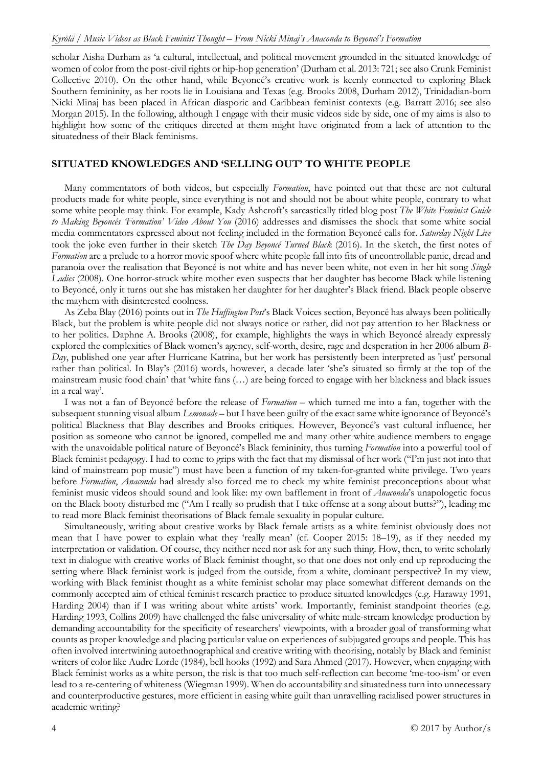scholar Aisha Durham as 'a cultural, intellectual, and political movement grounded in the situated knowledge of women of color from the post-civil rights or hip-hop generation' (Durham et al. 2013: 721; see also Crunk Feminist Collective 2010). On the other hand, while Beyoncé's creative work is keenly connected to exploring Black Southern femininity, as her roots lie in Louisiana and Texas (e.g. Brooks 2008, Durham 2012), Trinidadian-born Nicki Minaj has been placed in African diasporic and Caribbean feminist contexts (e.g. Barratt 2016; see also Morgan 2015). In the following, although I engage with their music videos side by side, one of my aims is also to highlight how some of the critiques directed at them might have originated from a lack of attention to the situatedness of their Black feminisms.

## SITUATED KNOWLEDGES AND 'SELLING OUT' TO WHITE PEOPLE

Many commentators of both videos, but especially *Formation*, have pointed out that these are not cultural products made for white people, since everything is not and should not be about white people, contrary to what some white people may think. For example, Kady Ashcroft's sarcastically titled blog post *The White Feminist Guide to Making Beyoncés 'Formation' Video About You* (2016) addresses and dismisses the shock that some white social media commentators expressed about not feeling included in the formation Beyoncé calls for. *Saturday Night Live* took the joke even further in their sketch *The Day Beyoncé Turned Black* (2016). In the sketch, the first notes of *Formation* are a prelude to a horror movie spoof where white people fall into fits of uncontrollable panic, dread and paranoia over the realisation that Beyoncé is not white and has never been white, not even in her hit song *Single Ladies* (2008). One horror-struck white mother even suspects that her daughter has become Black while listening to Beyoncé, only it turns out she has mistaken her daughter for her daughter's Black friend. Black people observe the mayhem with disinterested coolness.

As Zeba Blay (2016) points out in *The Huffington Post*'s Black Voices section, Beyoncé has always been politically Black, but the problem is white people did not always notice or rather, did not pay attention to her Blackness or to her politics. Daphne A. Brooks (2008), for example, highlights the ways in which Beyoncé already expressly explored the complexities of Black women's agency, self-worth, desire, rage and desperation in her 2006 album *B-Day*, published one year after Hurricane Katrina, but her work has persistently been interpreted as 'just' personal rather than political. In Blay's (2016) words, however, a decade later 'she's situated so firmly at the top of the mainstream music food chain' that 'white fans (…) are being forced to engage with her blackness and black issues in a real way'.

I was not a fan of Beyoncé before the release of *Formation* – which turned me into a fan, together with the subsequent stunning visual album *Lemonade* – but I have been guilty of the exact same white ignorance of Beyoncé's political Blackness that Blay describes and Brooks critiques. However, Beyoncé's vast cultural influence, her position as someone who cannot be ignored, compelled me and many other white audience members to engage with the unavoidable political nature of Beyoncé's Black femininity, thus turning *Formation* into a powerful tool of Black feminist pedagogy. I had to come to grips with the fact that my dismissal of her work ("I'm just not into that kind of mainstream pop music") must have been a function of my taken-for-granted white privilege. Two years before *Formation*, *Anaconda* had already also forced me to check my white feminist preconceptions about what feminist music videos should sound and look like: my own bafflement in front of *Anaconda*'s unapologetic focus on the Black booty disturbed me ("Am I really so prudish that I take offense at a song about butts?"), leading me to read more Black feminist theorisations of Black female sexuality in popular culture.

Simultaneously, writing about creative works by Black female artists as a white feminist obviously does not mean that I have power to explain what they 'really mean' (cf. Cooper 2015: 18–19), as if they needed my interpretation or validation. Of course, they neither need nor ask for any such thing. How, then, to write scholarly text in dialogue with creative works of Black feminist thought, so that one does not only end up reproducing the setting where Black feminist work is judged from the outside, from a white, dominant perspective? In my view, working with Black feminist thought as a white feminist scholar may place somewhat different demands on the commonly accepted aim of ethical feminist research practice to produce situated knowledges (e.g. Haraway 1991, Harding 2004) than if I was writing about white artists' work. Importantly, feminist standpoint theories (e.g. Harding 1993, Collins 2009) have challenged the false universality of white male-stream knowledge production by demanding accountability for the specificity of researchers' viewpoints, with a broader goal of transforming what counts as proper knowledge and placing particular value on experiences of subjugated groups and people. This has often involved intertwining autoethnographical and creative writing with theorising, notably by Black and feminist writers of color like Audre Lorde (1984), bell hooks (1992) and Sara Ahmed (2017). However, when engaging with Black feminist works as a white person, the risk is that too much self-reflection can become 'me-too-ism' or even lead to a re-centering of whiteness (Wiegman 1999). When do accountability and situatedness turn into unnecessary and counterproductive gestures, more efficient in easing white guilt than unravelling racialised power structures in academic writing?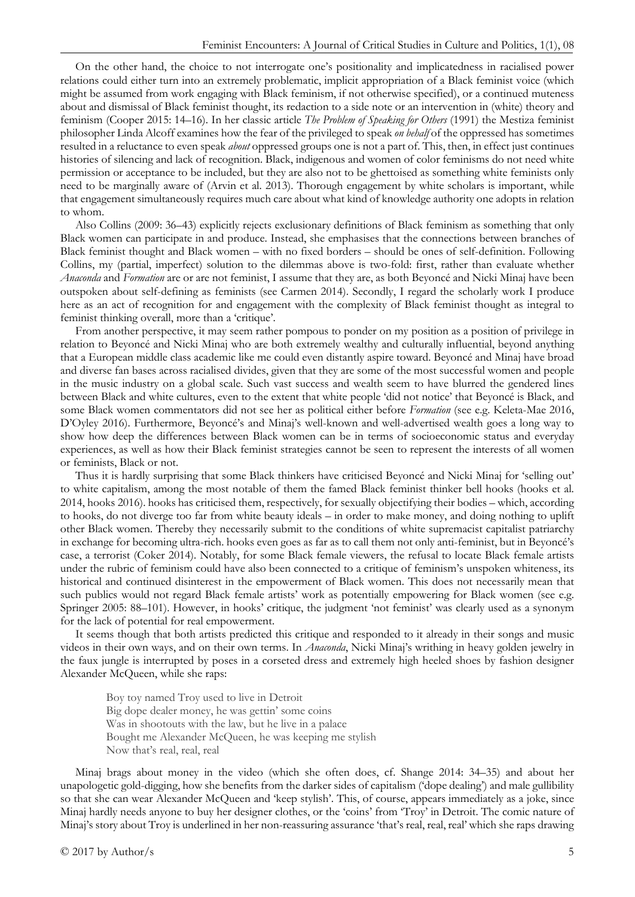On the other hand, the choice to not interrogate one's positionality and implicatedness in racialised power relations could either turn into an extremely problematic, implicit appropriation of a Black feminist voice (which might be assumed from work engaging with Black feminism, if not otherwise specified), or a continued muteness about and dismissal of Black feminist thought, its redaction to a side note or an intervention in (white) theory and feminism (Cooper 2015: 14–16). In her classic article *The Problem of Speaking for Others* (1991) the Mestiza feminist philosopher Linda Alcoff examines how the fear of the privileged to speak *on behalf* of the oppressed has sometimes resulted in a reluctance to even speak *about* oppressed groups one is not a part of. This, then, in effect just continues histories of silencing and lack of recognition. Black, indigenous and women of color feminisms do not need white permission or acceptance to be included, but they are also not to be ghettoised as something white feminists only need to be marginally aware of (Arvin et al. 2013). Thorough engagement by white scholars is important, while that engagement simultaneously requires much care about what kind of knowledge authority one adopts in relation to whom.

Also Collins (2009: 36–43) explicitly rejects exclusionary definitions of Black feminism as something that only Black women can participate in and produce. Instead, she emphasises that the connections between branches of Black feminist thought and Black women – with no fixed borders – should be ones of self-definition. Following Collins, my (partial, imperfect) solution to the dilemmas above is two-fold: first, rather than evaluate whether *Anaconda* and *Formation* are or are not feminist, I assume that they are, as both Beyoncé and Nicki Minaj have been outspoken about self-defining as feminists (see Carmen 2014). Secondly, I regard the scholarly work I produce here as an act of recognition for and engagement with the complexity of Black feminist thought as integral to feminist thinking overall, more than a 'critique'.

From another perspective, it may seem rather pompous to ponder on my position as a position of privilege in relation to Beyoncé and Nicki Minaj who are both extremely wealthy and culturally influential, beyond anything that a European middle class academic like me could even distantly aspire toward. Beyoncé and Minaj have broad and diverse fan bases across racialised divides, given that they are some of the most successful women and people in the music industry on a global scale. Such vast success and wealth seem to have blurred the gendered lines between Black and white cultures, even to the extent that white people 'did not notice' that Beyoncé is Black, and some Black women commentators did not see her as political either before *Formation* (see e.g. Keleta-Mae 2016, D'Oyley 2016). Furthermore, Beyoncé's and Minaj's well-known and well-advertised wealth goes a long way to show how deep the differences between Black women can be in terms of socioeconomic status and everyday experiences, as well as how their Black feminist strategies cannot be seen to represent the interests of all women or feminists, Black or not.

Thus it is hardly surprising that some Black thinkers have criticised Beyoncé and Nicki Minaj for 'selling out' to white capitalism, among the most notable of them the famed Black feminist thinker bell hooks (hooks et al. 2014, hooks 2016). hooks has criticised them, respectively, for sexually objectifying their bodies – which, according to hooks, do not diverge too far from white beauty ideals – in order to make money, and doing nothing to uplift other Black women. Thereby they necessarily submit to the conditions of white supremacist capitalist patriarchy in exchange for becoming ultra-rich. hooks even goes as far as to call them not only anti-feminist, but in Beyoncé's case, a terrorist (Coker 2014). Notably, for some Black female viewers, the refusal to locate Black female artists under the rubric of feminism could have also been connected to a critique of feminism's unspoken whiteness, its historical and continued disinterest in the empowerment of Black women. This does not necessarily mean that such publics would not regard Black female artists' work as potentially empowering for Black women (see e.g. Springer 2005: 88–101). However, in hooks' critique, the judgment 'not feminist' was clearly used as a synonym for the lack of potential for real empowerment.

It seems though that both artists predicted this critique and responded to it already in their songs and music videos in their own ways, and on their own terms. In *Anaconda*, Nicki Minaj's writhing in heavy golden jewelry in the faux jungle is interrupted by poses in a corseted dress and extremely high heeled shoes by fashion designer Alexander McQueen, while she raps:

> Boy toy named Troy used to live in Detroit
> Big dope dealer money, he was gettin' some coins
> Was in shootouts with the law, but he live in a palace
> Bought me Alexander McQueen, he was keeping me stylish
> Now that's real, real, real

Minaj brags about money in the video (which she often does, cf. Shange 2014: 34–35) and about her unapologetic gold-digging, how she benefits from the darker sides of capitalism ('dope dealing') and male gullibility so that she can wear Alexander McQueen and 'keep stylish'. This, of course, appears immediately as a joke, since Minaj hardly needs anyone to buy her designer clothes, or the 'coins' from 'Troy' in Detroit. The comic nature of Minaj's story about Troy is underlined in her non-reassuring assurance 'that's real, real, real' which she raps drawing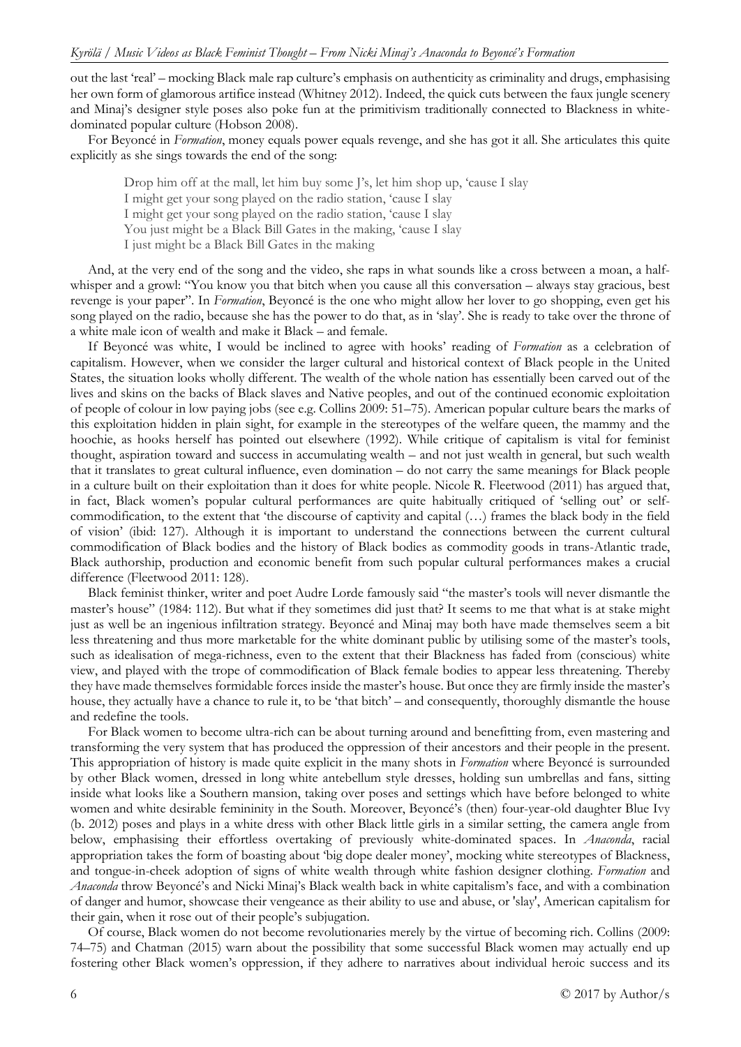out the last 'real' – mocking Black male rap culture's emphasis on authenticity as criminality and drugs, emphasising her own form of glamorous artifice instead (Whitney 2012). Indeed, the quick cuts between the faux jungle scenery and Minaj's designer style poses also poke fun at the primitivism traditionally connected to Blackness in white-dominated popular culture (Hobson 2008).

For Beyoncé in *Formation*, money equals power equals revenge, and she has got it all. She articulates this quite explicitly as she sings towards the end of the song:

> Drop him off at the mall, let him buy some J's, let him shop up, 'cause I slay
> I might get your song played on the radio station, 'cause I slay
> I might get your song played on the radio station, 'cause I slay
> You just might be a Black Bill Gates in the making, 'cause I slay
> I just might be a Black Bill Gates in the making

And, at the very end of the song and the video, she raps in what sounds like a cross between a moan, a half-whisper and a growl: "You know you that bitch when you cause all this conversation – always stay gracious, best revenge is your paper". In *Formation*, Beyoncé is the one who might allow her lover to go shopping, even get his song played on the radio, because she has the power to do that, as in 'slay'. She is ready to take over the throne of a white male icon of wealth and make it Black – and female.

If Beyoncé was white, I would be inclined to agree with hooks' reading of *Formation* as a celebration of capitalism. However, when we consider the larger cultural and historical context of Black people in the United States, the situation looks wholly different. The wealth of the whole nation has essentially been carved out of the lives and skins on the backs of Black slaves and Native peoples, and out of the continued economic exploitation of people of colour in low paying jobs (see e.g. Collins 2009: 51–75). American popular culture bears the marks of this exploitation hidden in plain sight, for example in the stereotypes of the welfare queen, the mammy and the hoochie, as hooks herself has pointed out elsewhere (1992). While critique of capitalism is vital for feminist thought, aspiration toward and success in accumulating wealth – and not just wealth in general, but such wealth that it translates to great cultural influence, even domination – do not carry the same meanings for Black people in a culture built on their exploitation than it does for white people. Nicole R. Fleetwood (2011) has argued that, in fact, Black women's popular cultural performances are quite habitually critiqued of 'selling out' or self-commodification, to the extent that 'the discourse of captivity and capital (…) frames the black body in the field of vision' (ibid: 127). Although it is important to understand the connections between the current cultural commodification of Black bodies and the history of Black bodies as commodity goods in trans-Atlantic trade, Black authorship, production and economic benefit from such popular cultural performances makes a crucial difference (Fleetwood 2011: 128).

Black feminist thinker, writer and poet Audre Lorde famously said "the master's tools will never dismantle the master's house" (1984: 112). But what if they sometimes did just that? It seems to me that what is at stake might just as well be an ingenious infiltration strategy. Beyoncé and Minaj may both have made themselves seem a bit less threatening and thus more marketable for the white dominant public by utilising some of the master's tools, such as idealisation of mega-richness, even to the extent that their Blackness has faded from (conscious) white view, and played with the trope of commodification of Black female bodies to appear less threatening. Thereby they have made themselves formidable forces inside the master's house. But once they are firmly inside the master's house, they actually have a chance to rule it, to be 'that bitch' – and consequently, thoroughly dismantle the house and redefine the tools.

For Black women to become ultra-rich can be about turning around and benefitting from, even mastering and transforming the very system that has produced the oppression of their ancestors and their people in the present. This appropriation of history is made quite explicit in the many shots in *Formation* where Beyoncé is surrounded by other Black women, dressed in long white antebellum style dresses, holding sun umbrellas and fans, sitting inside what looks like a Southern mansion, taking over poses and settings which have before belonged to white women and white desirable femininity in the South. Moreover, Beyoncé's (then) four-year-old daughter Blue Ivy (b. 2012) poses and plays in a white dress with other Black little girls in a similar setting, the camera angle from below, emphasising their effortless overtaking of previously white-dominated spaces. In *Anaconda*, racial appropriation takes the form of boasting about 'big dope dealer money', mocking white stereotypes of Blackness, and tongue-in-cheek adoption of signs of white wealth through white fashion designer clothing. *Formation* and *Anaconda* throw Beyoncé's and Nicki Minaj's Black wealth back in white capitalism's face, and with a combination of danger and humor, showcase their vengeance as their ability to use and abuse, or 'slay', American capitalism for their gain, when it rose out of their people's subjugation.

Of course, Black women do not become revolutionaries merely by the virtue of becoming rich. Collins (2009: 74–75) and Chatman (2015) warn about the possibility that some successful Black women may actually end up fostering other Black women's oppression, if they adhere to narratives about individual heroic success and its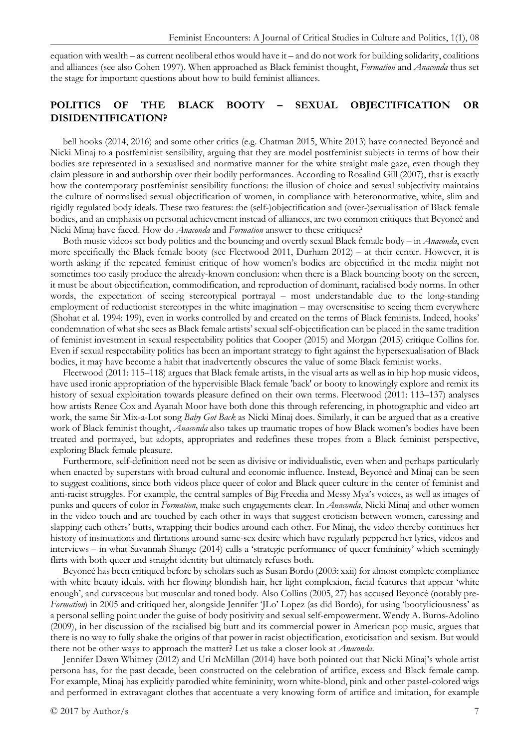equation with wealth – as current neoliberal ethos would have it – and do not work for building solidarity, coalitions and alliances (see also Cohen 1997). When approached as Black feminist thought, *Formation* and *Anaconda* thus set the stage for important questions about how to build feminist alliances.

## POLITICS OF THE BLACK BOOTY – SEXUAL OBJECTIFICATION OR DISIDENTIFICATION?

bell hooks (2014, 2016) and some other critics (e.g. Chatman 2015, White 2013) have connected Beyoncé and Nicki Minaj to a postfeminist sensibility, arguing that they are model postfeminist subjects in terms of how their bodies are represented in a sexualised and normative manner for the white straight male gaze, even though they claim pleasure in and authorship over their bodily performances. According to Rosalind Gill (2007), that is exactly how the contemporary postfeminist sensibility functions: the illusion of choice and sexual subjectivity maintains the culture of normalised sexual objectification of women, in compliance with heteronormative, white, slim and rigidly regulated body ideals. These two features: the (self-)objectification and (over-)sexualisation of Black female bodies, and an emphasis on personal achievement instead of alliances, are two common critiques that Beyoncé and Nicki Minaj have faced. How do *Anaconda* and *Formation* answer to these critiques?

Both music videos set body politics and the bouncing and overtly sexual Black female body – in *Anaconda*, even more specifically the Black female booty (see Fleetwood 2011, Durham 2012) – at their center. However, it is worth asking if the repeated feminist critique of how women's bodies are objectified in the media might not sometimes too easily produce the already-known conclusion: when there is a Black bouncing booty on the screen, it must be about objectification, commodification, and reproduction of dominant, racialised body norms. In other words, the expectation of seeing stereotypical portrayal – most understandable due to the long-standing employment of reductionist stereotypes in the white imagination – may oversensitise to seeing them everywhere (Shohat et al. 1994: 199), even in works controlled by and created on the terms of Black feminists. Indeed, hooks' condemnation of what she sees as Black female artists' sexual self-objectification can be placed in the same tradition of feminist investment in sexual respectability politics that Cooper (2015) and Morgan (2015) critique Collins for. Even if sexual respectability politics has been an important strategy to fight against the hypersexualisation of Black bodies, it may have become a habit that inadvertently obscures the value of some Black feminist works.

Fleetwood (2011: 115–118) argues that Black female artists, in the visual arts as well as in hip hop music videos, have used ironic appropriation of the hypervisible Black female 'back' or booty to knowingly explore and remix its history of sexual exploitation towards pleasure defined on their own terms. Fleetwood (2011: 113–123) analyses how artists Renee Cox and Ayanah Moor have both done this through referencing, in photographic and video art work, the same Sir Mix-a-Lot song *Baby Got Back* as Nicki Minaj does. Similarly, it can be argued that as a creative work of Black feminist thought, *Anaconda* also takes up traumatic tropes of how Black women's bodies have been treated and portrayed, but adopts, appropriates and redefines these tropes from a Black feminist perspective, exploring Black female pleasure.

Furthermore, self-definition need not be seen as divisive or individualistic, even when and perhaps particularly when enacted by superstars with broad cultural and economic influence. Instead, Beyoncé and Minaj can be seen to suggest coalitions, since both videos place queer of color and Black queer culture in the center of feminist and anti-racist struggles. For example, the central samples of Big Freedia and Messy Mya's voices, as well as images of punks and queers of color in *Formation*, make such engagements clear. In *Anaconda*, Nicki Minaj and other women in the video touch and are touched by each other in ways that suggest eroticism between women, caressing and slapping each others' butts, wrapping their bodies around each other. For Minaj, the video thereby continues her history of insinuations and flirtations around same-sex desire which have regularly peppered her lyrics, videos and interviews – in what Savannah Shange (2014) calls a 'strategic performance of queer femininity' which seemingly flirts with both queer and straight identity but ultimately refuses both.

Beyoncé has been critiqued before by scholars such as Susan Bordo (2003: xxii) for almost complete compliance with white beauty ideals, with her flowing blondish hair, her light complexion, facial features that appear 'white enough', and curvaceous but muscular and toned body. Also Collins (2005, 27) has accused Beyoncé (notably pre-*Formation*) in 2005 and critiqued her, alongside Jennifer 'JLo' Lopez (as did Bordo), for using 'bootyliciousness' as a personal selling point under the guise of body positivity and sexual self-empowerment. Wendy A. Burns-Adolino (2009), in her discussion of the racialised big butt and its commercial power in American pop music, argues that there is no way to fully shake the origins of that power in racist objectification, exoticisation and sexism. But would there not be other ways to approach the matter? Let us take a closer look at *Anaconda*.

Jennifer Dawn Whitney (2012) and Uri McMillan (2014) have both pointed out that Nicki Minaj's whole artist persona has, for the past decade, been constructed on the celebration of artifice, excess and Black female camp. For example, Minaj has explicitly parodied white femininity, worn white-blond, pink and other pastel-colored wigs and performed in extravagant clothes that accentuate a very knowing form of artifice and imitation, for example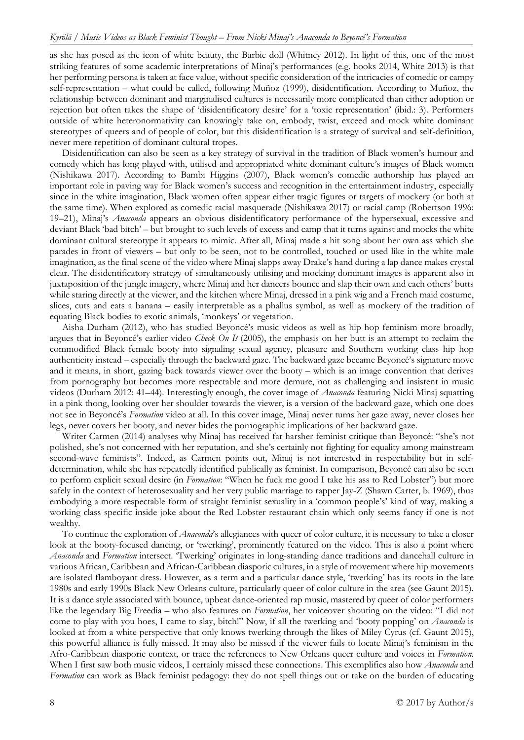as she has posed as the icon of white beauty, the Barbie doll (Whitney 2012). In light of this, one of the most striking features of some academic interpretations of Minaj's performances (e.g. hooks 2014, White 2013) is that her performing persona is taken at face value, without specific consideration of the intricacies of comedic or campy self-representation – what could be called, following Muñoz (1999), disidentification. According to Muñoz, the relationship between dominant and marginalised cultures is necessarily more complicated than either adoption or rejection but often takes the shape of 'disidentificatory desire' for a 'toxic representation' (ibid.: 3). Performers outside of white heteronormativity can knowingly take on, embody, twist, exceed and mock white dominant stereotypes of queers and of people of color, but this disidentification is a strategy of survival and self-definition, never mere repetition of dominant cultural tropes.

Disidentification can also be seen as a key strategy of survival in the tradition of Black women's humour and comedy which has long played with, utilised and appropriated white dominant culture's images of Black women (Nishikawa 2017). According to Bambi Higgins (2007), Black women's comedic authorship has played an important role in paving way for Black women's success and recognition in the entertainment industry, especially since in the white imagination, Black women often appear either tragic figures or targets of mockery (or both at the same time). When explored as comedic racial masquerade (Nishikawa 2017) or racial camp (Robertson 1996: 19–21), Minaj's *Anaconda* appears an obvious disidentificatory performance of the hypersexual, excessive and deviant Black 'bad bitch' – but brought to such levels of excess and camp that it turns against and mocks the white dominant cultural stereotype it appears to mimic. After all, Minaj made a hit song about her own ass which she parades in front of viewers – but only to be seen, not to be controlled, touched or used like in the white male imagination, as the final scene of the video where Minaj slapps away Drake's hand during a lap dance makes crystal clear. The disidentificatory strategy of simultaneously utilising and mocking dominant images is apparent also in juxtaposition of the jungle imagery, where Minaj and her dancers bounce and slap their own and each others' butts while staring directly at the viewer, and the kitchen where Minaj, dressed in a pink wig and a French maid costume, slices, cuts and eats a banana – easily interpretable as a phallus symbol, as well as mockery of the tradition of equating Black bodies to exotic animals, 'monkeys' or vegetation.

Aisha Durham (2012), who has studied Beyoncé's music videos as well as hip hop feminism more broadly, argues that in Beyoncé's earlier video *Check On It* (2005), the emphasis on her butt is an attempt to reclaim the commodified Black female booty into signaling sexual agency, pleasure and Southern working class hip hop authenticity instead – especially through the backward gaze. The backward gaze became Beyoncé's signature move and it means, in short, gazing back towards viewer over the booty – which is an image convention that derives from pornography but becomes more respectable and more demure, not as challenging and insistent in music videos (Durham 2012: 41–44). Interestingly enough, the cover image of *Anaconda* featuring Nicki Minaj squatting in a pink thong, looking over her shoulder towards the viewer, is a version of the backward gaze, which one does not see in Beyoncé's *Formation* video at all. In this cover image, Minaj never turns her gaze away, never closes her legs, never covers her booty, and never hides the pornographic implications of her backward gaze.

Writer Carmen (2014) analyses why Minaj has received far harsher feminist critique than Beyoncé: "she's not polished, she's not concerned with her reputation, and she's certainly not fighting for equality among mainstream second-wave feminists". Indeed, as Carmen points out, Minaj is not interested in respectability but in self-determination, while she has repeatedly identified publically as feminist. In comparison, Beyoncé can also be seen to perform explicit sexual desire (in *Formation*: "When he fuck me good I take his ass to Red Lobster") but more safely in the context of heterosexuality and her very public marriage to rapper Jay-Z (Shawn Carter, b. 1969), thus embodying a more respectable form of straight feminist sexuality in a 'common people's' kind of way, making a working class specific inside joke about the Red Lobster restaurant chain which only seems fancy if one is not wealthy.

To continue the exploration of *Anaconda*'s allegiances with queer of color culture, it is necessary to take a closer look at the booty-focused dancing, or 'twerking', prominently featured on the video. This is also a point where *Anaconda* and *Formation* intersect. 'Twerking' originates in long-standing dance traditions and dancehall culture in various African, Caribbean and African-Caribbean diasporic cultures, in a style of movement where hip movements are isolated flamboyant dress. However, as a term and a particular dance style, 'twerking' has its roots in the late 1980s and early 1990s Black New Orleans culture, particularly queer of color culture in the area (see Gaunt 2015). It is a dance style associated with bounce, upbeat dance-oriented rap music, mastered by queer of color performers like the legendary Big Freedia – who also features on *Formation*, her voiceover shouting on the video: "I did not come to play with you hoes, I came to slay, bitch!" Now, if all the twerking and 'booty popping' on *Anaconda* is looked at from a white perspective that only knows twerking through the likes of Miley Cyrus (cf. Gaunt 2015), this powerful alliance is fully missed. It may also be missed if the viewer fails to locate Minaj's feminism in the Afro-Caribbean diasporic context, or trace the references to New Orleans queer culture and voices in *Formation*. When I first saw both music videos, I certainly missed these connections. This exemplifies also how *Anaconda* and *Formation* can work as Black feminist pedagogy: they do not spell things out or take on the burden of educating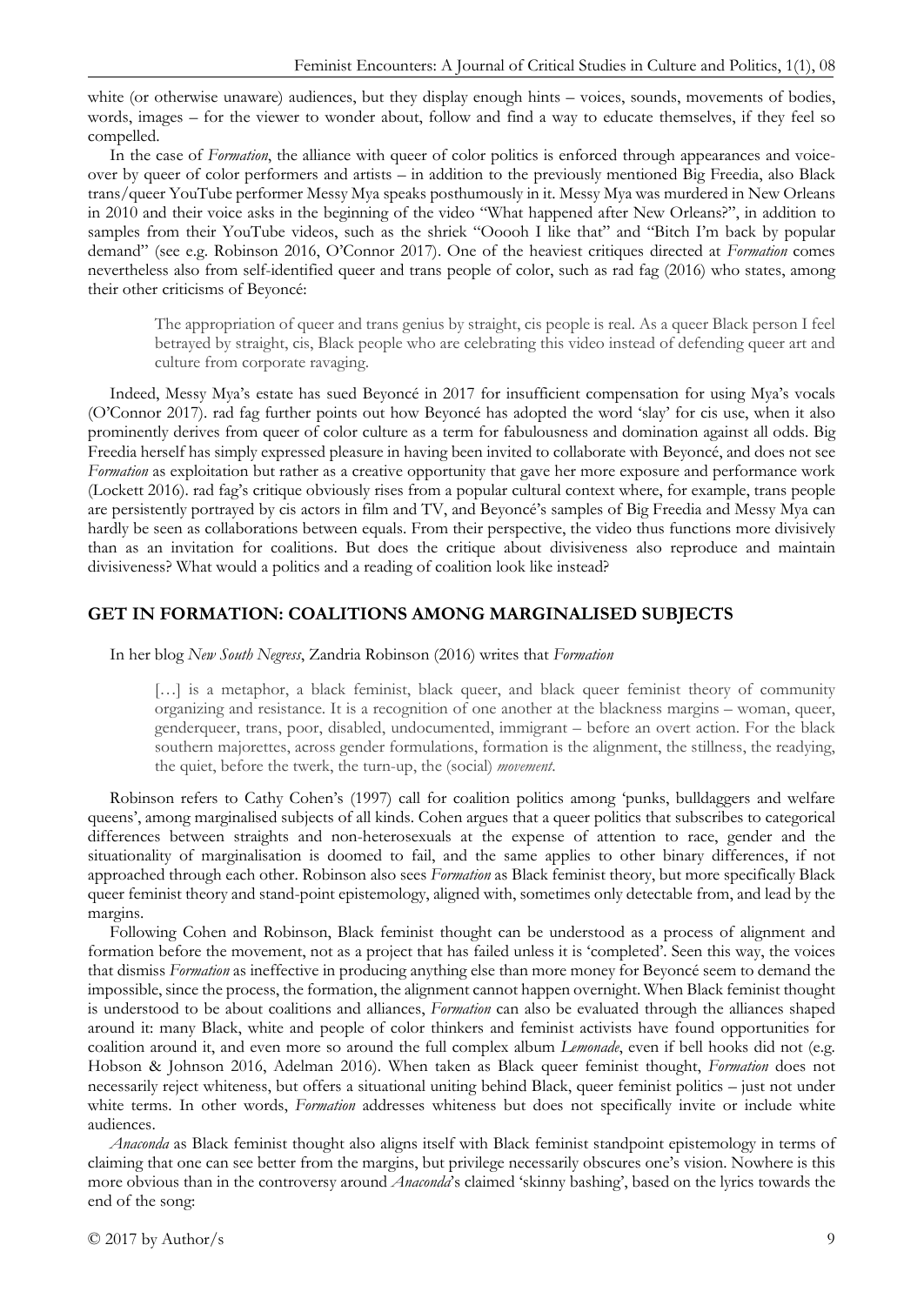white (or otherwise unaware) audiences, but they display enough hints – voices, sounds, movements of bodies, words, images – for the viewer to wonder about, follow and find a way to educate themselves, if they feel so compelled.

In the case of *Formation*, the alliance with queer of color politics is enforced through appearances and voice-over by queer of color performers and artists – in addition to the previously mentioned Big Freedia, also Black trans/queer YouTube performer Messy Mya speaks posthumously in it. Messy Mya was murdered in New Orleans in 2010 and their voice asks in the beginning of the video "What happened after New Orleans?", in addition to samples from their YouTube videos, such as the shriek "Ooooh I like that" and "Bitch I'm back by popular demand" (see e.g. Robinson 2016, O'Connor 2017). One of the heaviest critiques directed at *Formation* comes nevertheless also from self-identified queer and trans people of color, such as rad fag (2016) who states, among their other criticisms of Beyoncé:

> The appropriation of queer and trans genius by straight, cis people is real. As a queer Black person I feel betrayed by straight, cis, Black people who are celebrating this video instead of defending queer art and culture from corporate ravaging.

Indeed, Messy Mya's estate has sued Beyoncé in 2017 for insufficient compensation for using Mya's vocals (O'Connor 2017). rad fag further points out how Beyoncé has adopted the word 'slay' for cis use, when it also prominently derives from queer of color culture as a term for fabulousness and domination against all odds. Big Freedia herself has simply expressed pleasure in having been invited to collaborate with Beyoncé, and does not see *Formation* as exploitation but rather as a creative opportunity that gave her more exposure and performance work (Lockett 2016). rad fag's critique obviously rises from a popular cultural context where, for example, trans people are persistently portrayed by cis actors in film and TV, and Beyoncé's samples of Big Freedia and Messy Mya can hardly be seen as collaborations between equals. From their perspective, the video thus functions more divisively than as an invitation for coalitions. But does the critique about divisiveness also reproduce and maintain divisiveness? What would a politics and a reading of coalition look like instead?

## GET IN FORMATION: COALITIONS AMONG MARGINALISED SUBJECTS

In her blog *New South Negress*, Zandria Robinson (2016) writes that *Formation*

> […] is a metaphor, a black feminist, black queer, and black queer feminist theory of community organizing and resistance. It is a recognition of one another at the blackness margins – woman, queer, genderqueer, trans, poor, disabled, undocumented, immigrant – before an overt action. For the black southern majorettes, across gender formulations, formation is the alignment, the stillness, the readying, the quiet, before the twerk, the turn-up, the (social) *movement*.

Robinson refers to Cathy Cohen's (1997) call for coalition politics among 'punks, bulldaggers and welfare queens', among marginalised subjects of all kinds. Cohen argues that a queer politics that subscribes to categorical differences between straights and non-heterosexuals at the expense of attention to race, gender and the situationality of marginalisation is doomed to fail, and the same applies to other binary differences, if not approached through each other. Robinson also sees *Formation* as Black feminist theory, but more specifically Black queer feminist theory and stand-point epistemology, aligned with, sometimes only detectable from, and lead by the margins.

Following Cohen and Robinson, Black feminist thought can be understood as a process of alignment and formation before the movement, not as a project that has failed unless it is 'completed'. Seen this way, the voices that dismiss *Formation* as ineffective in producing anything else than more money for Beyoncé seem to demand the impossible, since the process, the formation, the alignment cannot happen overnight. When Black feminist thought is understood to be about coalitions and alliances, *Formation* can also be evaluated through the alliances shaped around it: many Black, white and people of color thinkers and feminist activists have found opportunities for coalition around it, and even more so around the full complex album *Lemonade*, even if bell hooks did not (e.g. Hobson & Johnson 2016, Adelman 2016). When taken as Black queer feminist thought, *Formation* does not necessarily reject whiteness, but offers a situational uniting behind Black, queer feminist politics – just not under white terms. In other words, *Formation* addresses whiteness but does not specifically invite or include white audiences.

*Anaconda* as Black feminist thought also aligns itself with Black feminist standpoint epistemology in terms of claiming that one can see better from the margins, but privilege necessarily obscures one's vision. Nowhere is this more obvious than in the controversy around *Anaconda*'s claimed 'skinny bashing', based on the lyrics towards the end of the song: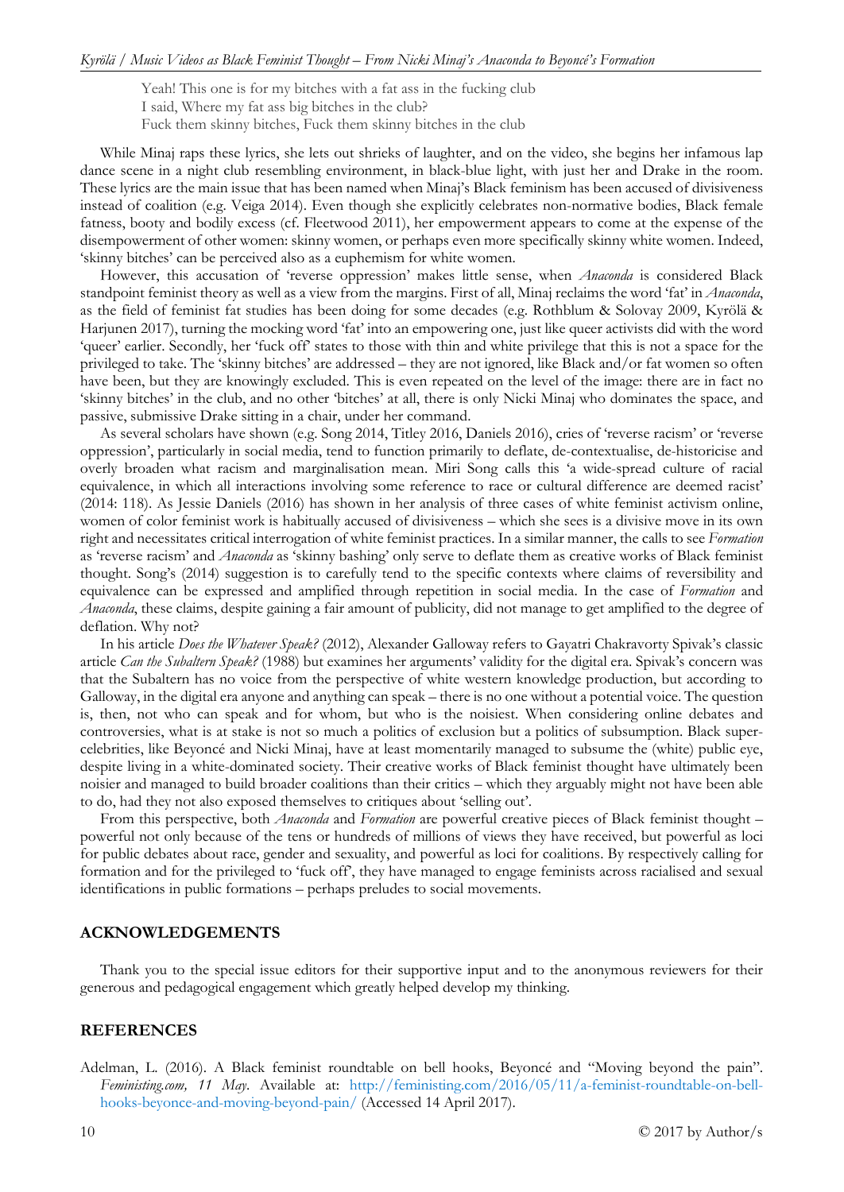Yeah! This one is for my bitches with a fat ass in the fucking club
I said, Where my fat ass big bitches in the club?
Fuck them skinny bitches, Fuck them skinny bitches in the club

While Minaj raps these lyrics, she lets out shrieks of laughter, and on the video, she begins her infamous lap dance scene in a night club resembling environment, in black-blue light, with just her and Drake in the room. These lyrics are the main issue that has been named when Minaj's Black feminism has been accused of divisiveness instead of coalition (e.g. Veiga 2014). Even though she explicitly celebrates non-normative bodies, Black female fatness, booty and bodily excess (cf. Fleetwood 2011), her empowerment appears to come at the expense of the disempowerment of other women: skinny women, or perhaps even more specifically skinny white women. Indeed, 'skinny bitches' can be perceived also as a euphemism for white women.

However, this accusation of 'reverse oppression' makes little sense, when *Anaconda* is considered Black standpoint feminist theory as well as a view from the margins. First of all, Minaj reclaims the word 'fat' in *Anaconda*, as the field of feminist fat studies has been doing for some decades (e.g. Rothblum & Solovay 2009, Kyrölä & Harjunen 2017), turning the mocking word 'fat' into an empowering one, just like queer activists did with the word 'queer' earlier. Secondly, her 'fuck off' states to those with thin and white privilege that this is not a space for the privileged to take. The 'skinny bitches' are addressed – they are not ignored, like Black and/or fat women so often have been, but they are knowingly excluded. This is even repeated on the level of the image: there are in fact no 'skinny bitches' in the club, and no other 'bitches' at all, there is only Nicki Minaj who dominates the space, and passive, submissive Drake sitting in a chair, under her command.

As several scholars have shown (e.g. Song 2014, Titley 2016, Daniels 2016), cries of 'reverse racism' or 'reverse oppression', particularly in social media, tend to function primarily to deflate, de-contextualise, de-historicise and overly broaden what racism and marginalisation mean. Miri Song calls this 'a wide-spread culture of racial equivalence, in which all interactions involving some reference to race or cultural difference are deemed racist' (2014: 118). As Jessie Daniels (2016) has shown in her analysis of three cases of white feminist activism online, women of color feminist work is habitually accused of divisiveness – which she sees is a divisive move in its own right and necessitates critical interrogation of white feminist practices. In a similar manner, the calls to see *Formation* as 'reverse racism' and *Anaconda* as 'skinny bashing' only serve to deflate them as creative works of Black feminist thought. Song's (2014) suggestion is to carefully tend to the specific contexts where claims of reversibility and equivalence can be expressed and amplified through repetition in social media. In the case of *Formation* and *Anaconda*, these claims, despite gaining a fair amount of publicity, did not manage to get amplified to the degree of deflation. Why not?

In his article *Does the Whatever Speak?* (2012), Alexander Galloway refers to Gayatri Chakravorty Spivak's classic article *Can the Subaltern Speak?* (1988) but examines her arguments' validity for the digital era. Spivak's concern was that the Subaltern has no voice from the perspective of white western knowledge production, but according to Galloway, in the digital era anyone and anything can speak – there is no one without a potential voice. The question is, then, not who can speak and for whom, but who is the noisiest. When considering online debates and controversies, what is at stake is not so much a politics of exclusion but a politics of subsumption. Black super-celebrities, like Beyoncé and Nicki Minaj, have at least momentarily managed to subsume the (white) public eye, despite living in a white-dominated society. Their creative works of Black feminist thought have ultimately been noisier and managed to build broader coalitions than their critics – which they arguably might not have been able to do, had they not also exposed themselves to critiques about 'selling out'.

From this perspective, both *Anaconda* and *Formation* are powerful creative pieces of Black feminist thought – powerful not only because of the tens or hundreds of millions of views they have received, but powerful as loci for public debates about race, gender and sexuality, and powerful as loci for coalitions. By respectively calling for formation and for the privileged to 'fuck off', they have managed to engage feminists across racialised and sexual identifications in public formations – perhaps preludes to social movements.

## ACKNOWLEDGEMENTS

Thank you to the special issue editors for their supportive input and to the anonymous reviewers for their generous and pedagogical engagement which greatly helped develop my thinking.

## REFERENCES

Adelman, L. (2016). A Black feminist roundtable on bell hooks, Beyoncé and "Moving beyond the pain". *Feministing.com, 11 May*. Available at: http://feministing.com/2016/05/11/a-feminist-roundtable-on-bell-hooks-beyonce-and-moving-beyond-pain/ (Accessed 14 April 2017).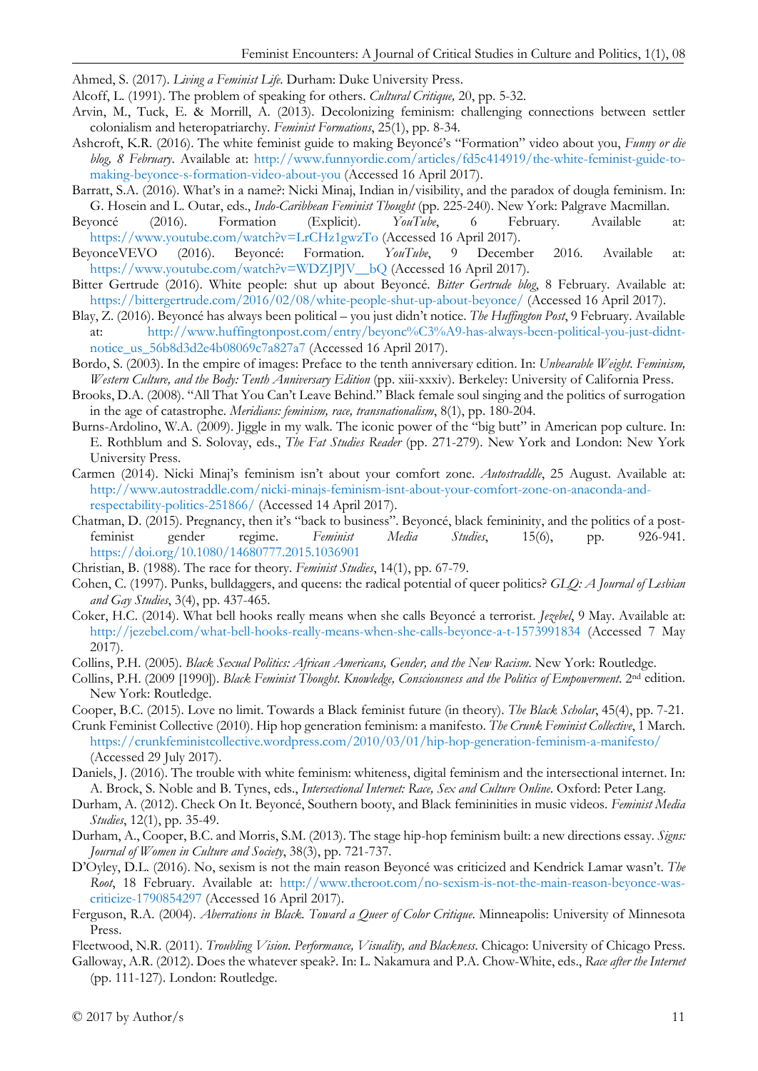Ahmed, S. (2017). *Living a Feminist Life*. Durham: Duke University Press.

Alcoff, L. (1991). The problem of speaking for others. *Cultural Critique,* 20, pp. 5-32.

Arvin, M., Tuck, E. & Morrill, A. (2013). Decolonizing feminism: challenging connections between settler colonialism and heteropatriarchy. *Feminist Formations*, 25(1), pp. 8-34.

Ashcroft, K.R. (2016). The white feminist guide to making Beyoncé's "Formation" video about you, *Funny or die blog, 8 February*. Available at: http://www.funnyordie.com/articles/fd5c414919/the-white-feminist-guide-to-making-beyonce-s-formation-video-about-you (Accessed 16 April 2017).

Barratt, S.A. (2016). What's in a name?: Nicki Minaj, Indian in/visibility, and the paradox of dougla feminism. In: G. Hosein and L. Outar, eds., *Indo-Caribbean Feminist Thought* (pp. 225-240). New York: Palgrave Macmillan.

Beyoncé (2016). Formation (Explicit). *YouTube*, 6 February. Available at: https://www.youtube.com/watch?v=LrCHz1gwzTo (Accessed 16 April 2017).

BeyonceVEVO (2016). Beyoncé: Formation. *YouTube*, 9 December 2016. Available at: https://www.youtube.com/watch?v=WDZJPJV__bQ (Accessed 16 April 2017).

Bitter Gertrude (2016). White people: shut up about Beyoncé. *Bitter Gertrude blog*, 8 February. Available at: https://bittergertrude.com/2016/02/08/white-people-shut-up-about-beyonce/ (Accessed 16 April 2017).

Blay, Z. (2016). Beyoncé has always been political – you just didn't notice. *The Huffington Post*, 9 February. Available at: http://www.huffingtonpost.com/entry/beyonc%C3%A9-has-always-been-political-you-just-didnt-notice_us_56b8d3d2e4b08069c7a827a7 (Accessed 16 April 2017).

Bordo, S. (2003). In the empire of images: Preface to the tenth anniversary edition. In: *Unbearable Weight. Feminism, Western Culture, and the Body: Tenth Anniversary Edition* (pp. xiii-xxxiv). Berkeley: University of California Press.

Brooks, D.A. (2008). "All That You Can't Leave Behind." Black female soul singing and the politics of surrogation in the age of catastrophe. *Meridians: feminism, race, transnationalism*, 8(1), pp. 180-204.

Burns-Ardolino, W.A. (2009). Jiggle in my walk. The iconic power of the "big butt" in American pop culture. In: E. Rothblum and S. Solovay, eds., *The Fat Studies Reader* (pp. 271-279). New York and London: New York University Press.

Carmen (2014). Nicki Minaj's feminism isn't about your comfort zone. *Autostraddle*, 25 August. Available at: http://www.autostraddle.com/nicki-minajs-feminism-isnt-about-your-comfort-zone-on-anaconda-and-respectability-politics-251866/ (Accessed 14 April 2017).

Chatman, D. (2015). Pregnancy, then it's "back to business". Beyoncé, black femininity, and the politics of a post-feminist gender regime. *Feminist Media Studies*, 15(6), pp. 926-941. https://doi.org/10.1080/14680777.2015.1036901

Christian, B. (1988). The race for theory. *Feminist Studies*, 14(1), pp. 67-79.

Cohen, C. (1997). Punks, bulldaggers, and queens: the radical potential of queer politics? *GLQ: A Journal of Lesbian and Gay Studies*, 3(4), pp. 437-465.

Coker, H.C. (2014). What bell hooks really means when she calls Beyoncé a terrorist. *Jezebel*, 9 May. Available at: http://jezebel.com/what-bell-hooks-really-means-when-she-calls-beyonce-a-t-1573991834 (Accessed 7 May 2017).

Collins, P.H. (2005). *Black Sexual Politics: African Americans, Gender, and the New Racism*. New York: Routledge.

Collins, P.H. (2009 [1990]). *Black Feminist Thought. Knowledge, Consciousness and the Politics of Empowerment*. 2nd edition. New York: Routledge.

Cooper, B.C. (2015). Love no limit. Towards a Black feminist future (in theory). *The Black Scholar*, 45(4), pp. 7-21.

Crunk Feminist Collective (2010). Hip hop generation feminism: a manifesto. *The Crunk Feminist Collective*, 1 March. https://crunkfeministcollective.wordpress.com/2010/03/01/hip-hop-generation-feminism-a-manifesto/ (Accessed 29 July 2017).

Daniels, J. (2016). The trouble with white feminism: whiteness, digital feminism and the intersectional internet. In: A. Brock, S. Noble and B. Tynes, eds., *Intersectional Internet: Race, Sex and Culture Online*. Oxford: Peter Lang.

Durham, A. (2012). Check On It. Beyoncé, Southern booty, and Black femininities in music videos. *Feminist Media Studies*, 12(1), pp. 35-49.

Durham, A., Cooper, B.C. and Morris, S.M. (2013). The stage hip-hop feminism built: a new directions essay. *Signs: Journal of Women in Culture and Society*, 38(3), pp. 721-737.

D'Oyley, D.L. (2016). No, sexism is not the main reason Beyoncé was criticized and Kendrick Lamar wasn't. *The Root*, 18 February. Available at: http://www.theroot.com/no-sexism-is-not-the-main-reason-beyonce-was-criticize-1790854297 (Accessed 16 April 2017).

Ferguson, R.A. (2004). *Aberrations in Black. Toward a Queer of Color Critique*. Minneapolis: University of Minnesota Press.

Fleetwood, N.R. (2011). *Troubling Vision. Performance, Visuality, and Blackness*. Chicago: University of Chicago Press.

Galloway, A.R. (2012). Does the whatever speak?. In: L. Nakamura and P.A. Chow-White, eds., *Race after the Internet* (pp. 111-127). London: Routledge.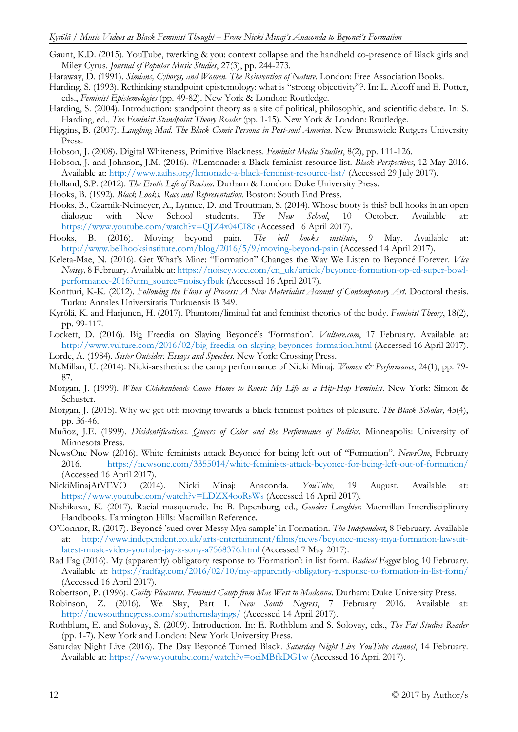Gaunt, K.D. (2015). YouTube, twerking & you: context collapse and the handheld co-presence of Black girls and Miley Cyrus. *Journal of Popular Music Studies*, 27(3), pp. 244-273.

Haraway, D. (1991). *Simians, Cyborgs, and Women. The Reinvention of Nature*. London: Free Association Books.

Harding, S. (1993). Rethinking standpoint epistemology: what is "strong objectivity"?. In: L. Alcoff and E. Potter, eds., *Feminist Epistemologies* (pp. 49-82). New York & London: Routledge.

Harding, S. (2004). Introduction: standpoint theory as a site of political, philosophic, and scientific debate. In: S. Harding, ed., *The Feminist Standpoint Theory Reader* (pp. 1-15). New York & London: Routledge.

Higgins, B. (2007). *Laughing Mad. The Black Comic Persona in Post-soul America*. New Brunswick: Rutgers University Press.

Hobson, J. (2008). Digital Whiteness, Primitive Blackness. *Feminist Media Studies*, 8(2), pp. 111-126.

Hobson, J. and Johnson, J.M. (2016). #Lemonade: a Black feminist resource list. *Black Perspectives*, 12 May 2016. Available at: http://www.aaihs.org/lemonade-a-black-feminist-resource-list/ (Accessed 29 July 2017).

Holland, S.P. (2012). *The Erotic Life of Racism*. Durham & London: Duke University Press.

Hooks, B. (1992). *Black Looks. Race and Representation*. Boston: South End Press.

Hooks, B., Czarnik-Neimeyer, A., Lynnee, D. and Troutman, S. (2014). Whose booty is this? bell hooks in an open dialogue with New School students. *The New School*, 10 October. Available at: https://www.youtube.com/watch?v=QJZ4x04CI8c (Accessed 16 April 2017).

Hooks, B. (2016). Moving beyond pain. *The bell hooks institute*, 9 May. Available at: http://www.bellhooksinstitute.com/blog/2016/5/9/moving-beyond-pain (Accessed 14 April 2017).

Keleta-Mae, N. (2016). Get What's Mine: "Formation" Changes the Way We Listen to Beyoncé Forever. *Vice Noisey,* 8 February. Available at: https://noisey.vice.com/en_uk/article/beyonce-formation-op-ed-super-bowl-performance-2016?utm_source=noiseyfbuk (Accessed 16 April 2017).

Kontturi, K-K. (2012). *Following the Flows of Process: A New Materialist Account of Contemporary Art*. Doctoral thesis. Turku: Annales Universitatis Turkuensis B 349.

Kyrölä, K. and Harjunen, H. (2017). Phantom/liminal fat and feminist theories of the body. *Feminist Theory*, 18(2), pp. 99-117.

Lockett, D. (2016). Big Freedia on Slaying Beyoncé's 'Formation'. *Vulture.com*, 17 February. Available at: http://www.vulture.com/2016/02/big-freedia-on-slaying-beyonces-formation.html (Accessed 16 April 2017).

Lorde, A. (1984). *Sister Outsider. Essays and Speeches*. New York: Crossing Press.

McMillan, U. (2014). Nicki-aesthetics: the camp performance of Nicki Minaj. *Women & Performance*, 24(1), pp. 79-87.

Morgan, J. (1999). *When Chickenheads Come Home to Roost: My Life as a Hip-Hop Feminist*. New York: Simon & Schuster.

Morgan, J. (2015). Why we get off: moving towards a black feminist politics of pleasure. *The Black Scholar*, 45(4), pp. 36-46.

Muñoz, J.E. (1999). *Disidentifications. Queers of Color and the Performance of Politics*. Minneapolis: University of Minnesota Press.

NewsOne Now (2016). White feminists attack Beyoncé for being left out of "Formation". *NewsOne*, February 2016. https://newsone.com/3355014/white-feminists-attack-beyonce-for-being-left-out-of-formation/ (Accessed 16 April 2017).

NickiMinajAtVEVO (2014). Nicki Minaj: Anaconda. *YouTube*, 19 August. Available at: https://www.youtube.com/watch?v=LDZX4ooRsWs (Accessed 16 April 2017).

Nishikawa, K. (2017). Racial masquerade. In: B. Papenburg, ed., *Gender: Laughter*. Macmillan Interdisciplinary Handbooks. Farmington Hills: Macmillan Reference.

O'Connor, R. (2017). Beyoncé 'sued over Messy Mya sample' in Formation. *The Independent*, 8 February. Available at: http://www.independent.co.uk/arts-entertainment/films/news/beyonce-messy-mya-formation-lawsuit-latest-music-video-youtube-jay-z-sony-a7568376.html (Accessed 7 May 2017).

Rad Fag (2016). My (apparently) obligatory response to 'Formation': in list form. *Radical Faggot* blog 10 February. Available at: https://radfag.com/2016/02/10/my-apparently-obligatory-response-to-formation-in-list-form/ (Accessed 16 April 2017).

Robertson, P. (1996). *Guilty Pleasures. Feminist Camp from Mae West to Madonna*. Durham: Duke University Press.

Robinson, Z. (2016). We Slay, Part I. *New South Negress*, 7 February 2016. Available at: http://newsouthnegress.com/southernslayings/ (Accessed 14 April 2017).

Rothblum, E. and Solovay, S. (2009). Introduction. In: E. Rothblum and S. Solovay, eds., *The Fat Studies Reader* (pp. 1-7). New York and London: New York University Press.

Saturday Night Live (2016). The Day Beyoncé Turned Black. *Saturday Night Live YouTube channel*, 14 February. Available at: https://www.youtube.com/watch?v=ociMBfkDG1w (Accessed 16 April 2017).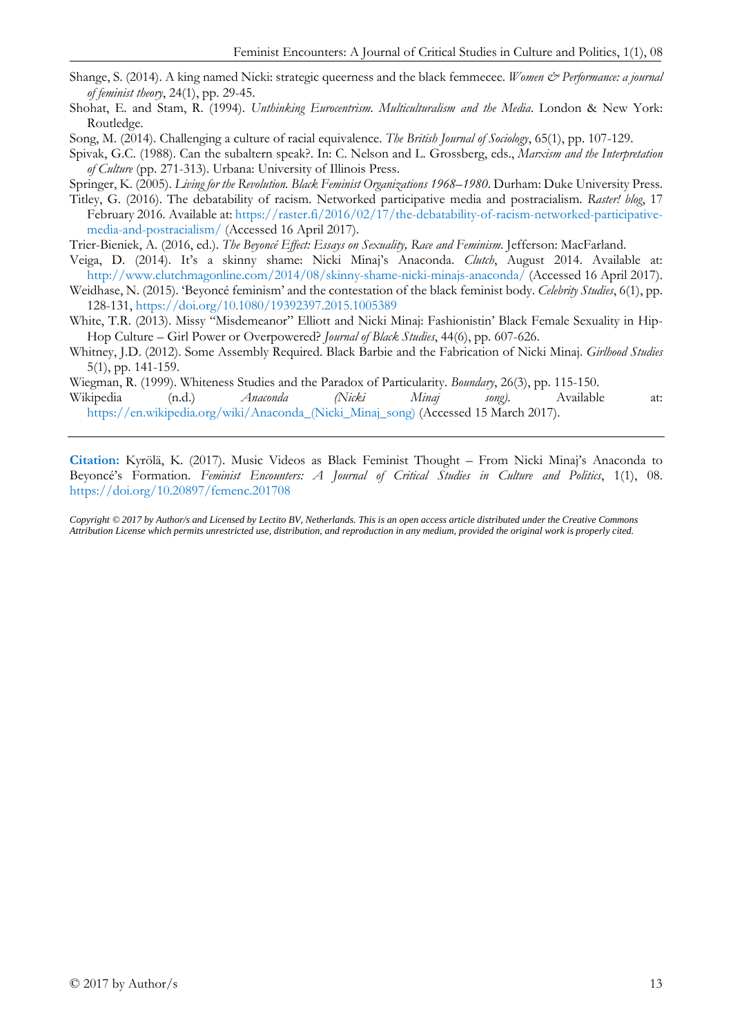Shange, S. (2014). A king named Nicki: strategic queerness and the black femmecee. *Women & Performance: a journal of feminist theory*, 24(1), pp. 29-45.

Shohat, E. and Stam, R. (1994). *Unthinking Eurocentrism. Multiculturalism and the Media*. London & New York: Routledge.

Song, M. (2014). Challenging a culture of racial equivalence. *The British Journal of Sociology*, 65(1), pp. 107-129.

Spivak, G.C. (1988). Can the subaltern speak?. In: C. Nelson and L. Grossberg, eds., *Marxism and the Interpretation of Culture* (pp. 271-313). Urbana: University of Illinois Press.

Springer, K. (2005). *Living for the Revolution. Black Feminist Organizations 1968–1980*. Durham: Duke University Press.

Titley, G. (2016). The debatability of racism. Networked participative media and postracialism. *Raster! blog*, 17 February 2016. Available at: https://raster.fi/2016/02/17/the-debatability-of-racism-networked-participative-media-and-postracialism/ (Accessed 16 April 2017).

Trier-Bieniek, A. (2016, ed.). *The Beyoncé Effect: Essays on Sexuality, Race and Feminism*. Jefferson: MacFarland.

Veiga, D. (2014). It's a skinny shame: Nicki Minaj's Anaconda. *Clutch*, August 2014. Available at: http://www.clutchmagonline.com/2014/08/skinny-shame-nicki-minajs-anaconda/ (Accessed 16 April 2017).

Weidhase, N. (2015). 'Beyoncé feminism' and the contestation of the black feminist body. *Celebrity Studies*, 6(1), pp. 128-131, https://doi.org/10.1080/19392397.2015.1005389

White, T.R. (2013). Missy "Misdemeanor" Elliott and Nicki Minaj: Fashionistin' Black Female Sexuality in Hip-Hop Culture – Girl Power or Overpowered? *Journal of Black Studies*, 44(6), pp. 607-626.

Whitney, J.D. (2012). Some Assembly Required. Black Barbie and the Fabrication of Nicki Minaj. *Girlhood Studies* 5(1), pp. 141-159.

Wiegman, R. (1999). Whiteness Studies and the Paradox of Particularity. *Boundary*, 26(3), pp. 115-150.

Wikipedia (n.d.) *Anaconda (Nicki Minaj song)*. Available at: https://en.wikipedia.org/wiki/Anaconda_(Nicki_Minaj_song) (Accessed 15 March 2017).

---

**Citation:** Kyrölä, K. (2017). Music Videos as Black Feminist Thought – From Nicki Minaj's Anaconda to Beyoncé's Formation. *Feminist Encounters: A Journal of Critical Studies in Culture and Politics*, 1(1), 08. https://doi.org/10.20897/femenc.201708

*Copyright © 2017 by Author/s and Licensed by Lectito BV, Netherlands. This is an open access article distributed under the Creative Commons Attribution License which permits unrestricted use, distribution, and reproduction in any medium, provided the original work is properly cited.*